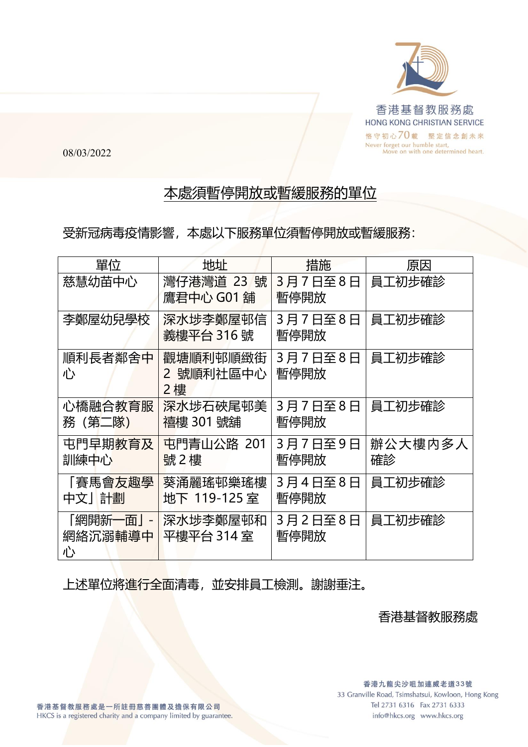香港基督教服務處
HONG KONG CHRISTIAN SERVICE
恪守初心70載 堅定信念創未來
Never forget our humble start, Move on with one determined heart.

08/03/2022

# 本處須暫停開放或暫緩服務的單位

受新冠病毒疫情影響，本處以下服務單位須暫停開放或暫緩服務：

| 單位 | 地址 | 措施 | 原因 |
|---|---|---|---|
| 慈慧幼苗中心 | 灣仔港灣道 23 號鷹君中心 G01 舖 | 3 月 7 日至 8 日暫停開放 | 員工初步確診 |
| 李鄭屋幼兒學校 | 深水埗李鄭屋邨信義樓平台 316 號 | 3 月 7 日至 8 日暫停開放 | 員工初步確診 |
| 順利長者鄰舍中心 | 觀塘順利邨順緻街 2 號順利社區中心 2 樓 | 3 月 7 日至 8 日暫停開放 | 員工初步確診 |
| 心橋融合教育服務（第二隊） | 深水埗石硤尾邨美禧樓 301 號舖 | 3 月 7 日至 8 日暫停開放 | 員工初步確診 |
| 屯門早期教育及訓練中心 | 屯門青山公路 201 號 2 樓 | 3 月 7 日至 9 日暫停開放 | 辦公大樓內多人確診 |
| 「賽馬會友趣學中文」計劃 | 葵涌麗瑤邨樂瑤樓地下 119-125 室 | 3 月 4 日至 8 日暫停開放 | 員工初步確診 |
| 「網開新一面」- 網絡沉溺輔導中心 | 深水埗李鄭屋邨和平樓平台 314 室 | 3 月 2 日至 8 日暫停開放 | 員工初步確診 |

上述單位將進行全面清毒，並安排員工檢測。謝謝垂注。

香港基督教服務處

香港基督教服務處是一所註冊慈善團體及擔保有限公司
HKCS is a registered charity and a company limited by guarantee.

香港九龍尖沙咀加連威老道33號
33 Granville Road, Tsimshatsui, Kowloon, Hong Kong
Tel 2731 6316 Fax 2731 6333
info@hkcs.org www.hkcs.org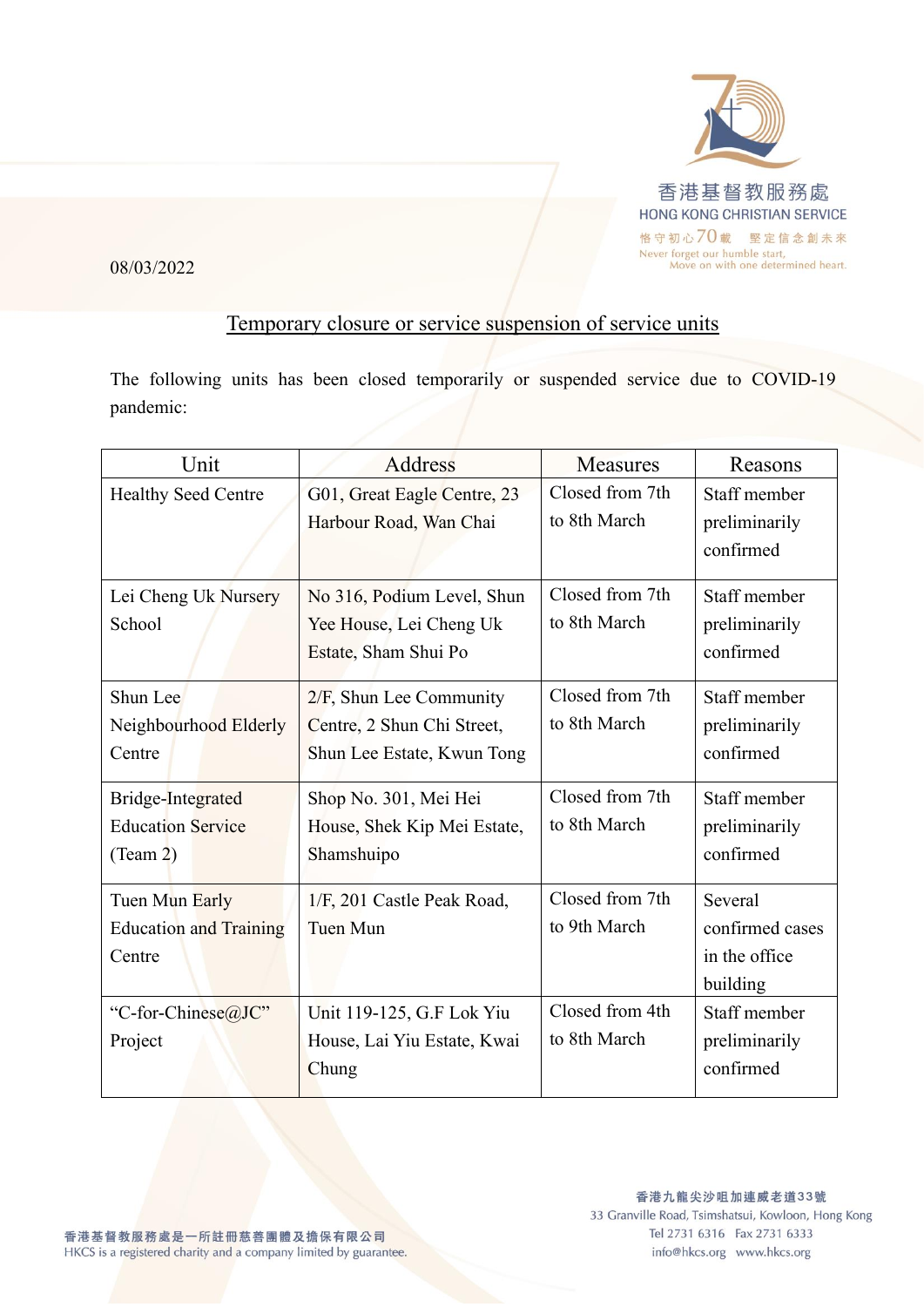08/03/2022

## Temporary closure or service suspension of service units

The following units has been closed temporarily or suspended service due to COVID-19 pandemic:

| Unit | Address | Measures | Reasons |
|---|---|---|---|
| Healthy Seed Centre | G01, Great Eagle Centre, 23 Harbour Road, Wan Chai | Closed from 7th to 8th March | Staff member preliminarily confirmed |
| Lei Cheng Uk Nursery School | No 316, Podium Level, Shun Yee House, Lei Cheng Uk Estate, Sham Shui Po | Closed from 7th to 8th March | Staff member preliminarily confirmed |
| Shun Lee Neighbourhood Elderly Centre | 2/F, Shun Lee Community Centre, 2 Shun Chi Street, Shun Lee Estate, Kwun Tong | Closed from 7th to 8th March | Staff member preliminarily confirmed |
| Bridge-Integrated Education Service (Team 2) | Shop No. 301, Mei Hei House, Shek Kip Mei Estate, Shamshuipo | Closed from 7th to 8th March | Staff member preliminarily confirmed |
| Tuen Mun Early Education and Training Centre | 1/F, 201 Castle Peak Road, Tuen Mun | Closed from 7th to 9th March | Several confirmed cases in the office building |
| "C-for-Chinese@JC" Project | Unit 119-125, G.F Lok Yiu House, Lai Yiu Estate, Kwai Chung | Closed from 4th to 8th March | Staff member preliminarily confirmed |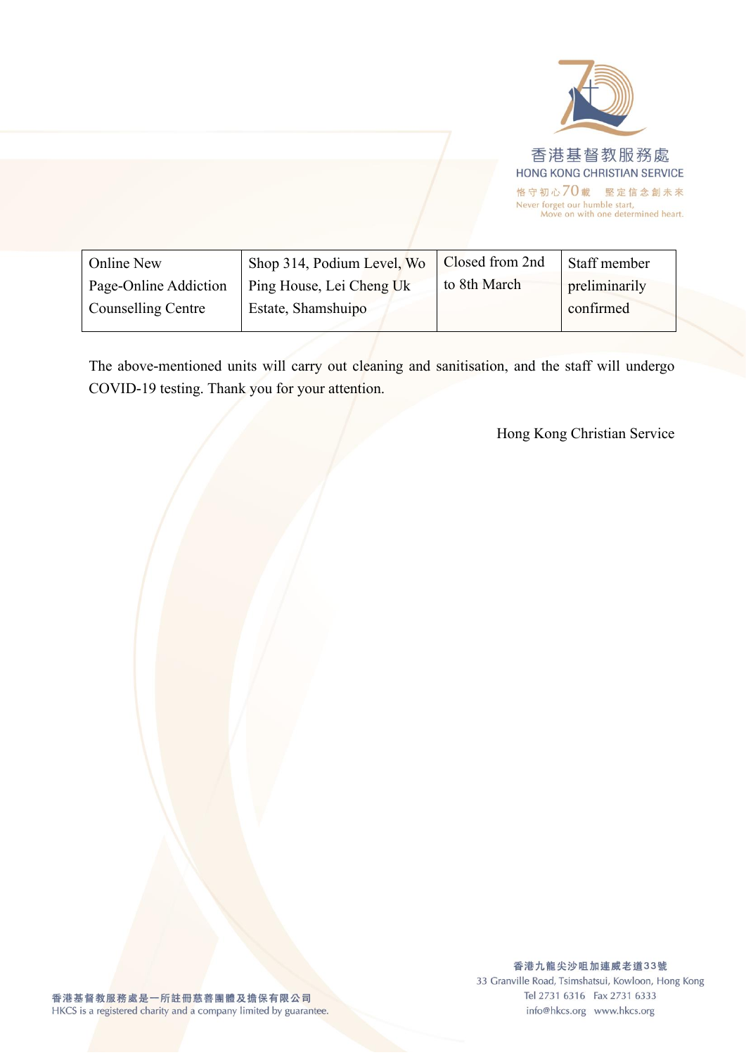| | | | |
|---|---|---|---|
| Online New Page-Online Addiction Counselling Centre | Shop 314, Podium Level, Wo Ping House, Lei Cheng Uk Estate, Shamshuipo | Closed from 2nd to 8th March | Staff member preliminarily confirmed |

The above-mentioned units will carry out cleaning and sanitisation, and the staff will undergo COVID-19 testing. Thank you for your attention.

Hong Kong Christian Service